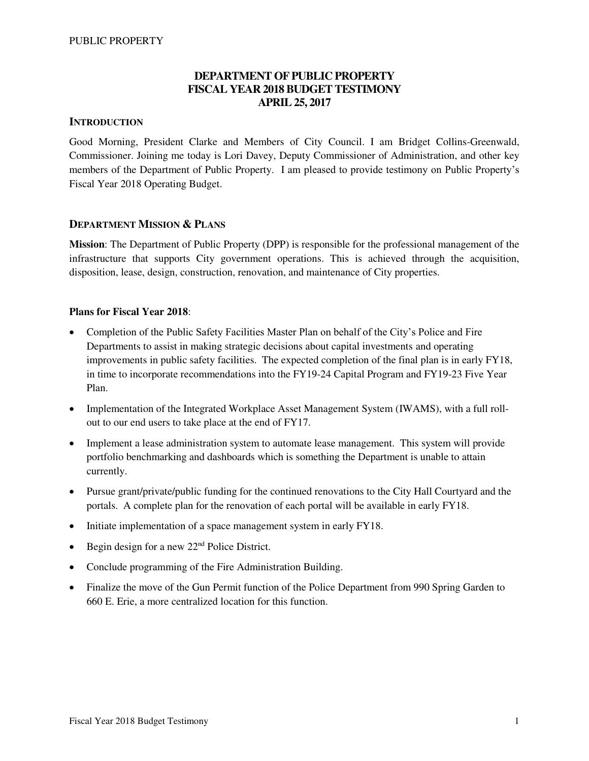# DEPARTMENT OF PUBLIC PROPERTY
# FISCAL YEAR 2018 BUDGET TESTIMONY
# APRIL 25, 2017

## INTRODUCTION

Good Morning, President Clarke and Members of City Council. I am Bridget Collins-Greenwald, Commissioner. Joining me today is Lori Davey, Deputy Commissioner of Administration, and other key members of the Department of Public Property. I am pleased to provide testimony on Public Property's Fiscal Year 2018 Operating Budget.

## DEPARTMENT MISSION & PLANS

**Mission**: The Department of Public Property (DPP) is responsible for the professional management of the infrastructure that supports City government operations. This is achieved through the acquisition, disposition, lease, design, construction, renovation, and maintenance of City properties.

**Plans for Fiscal Year 2018**:

- Completion of the Public Safety Facilities Master Plan on behalf of the City's Police and Fire Departments to assist in making strategic decisions about capital investments and operating improvements in public safety facilities. The expected completion of the final plan is in early FY18, in time to incorporate recommendations into the FY19-24 Capital Program and FY19-23 Five Year Plan.
- Implementation of the Integrated Workplace Asset Management System (IWAMS), with a full roll-out to our end users to take place at the end of FY17.
- Implement a lease administration system to automate lease management. This system will provide portfolio benchmarking and dashboards which is something the Department is unable to attain currently.
- Pursue grant/private/public funding for the continued renovations to the City Hall Courtyard and the portals. A complete plan for the renovation of each portal will be available in early FY18.
- Initiate implementation of a space management system in early FY18.
- Begin design for a new 22nd Police District.
- Conclude programming of the Fire Administration Building.
- Finalize the move of the Gun Permit function of the Police Department from 990 Spring Garden to 660 E. Erie, a more centralized location for this function.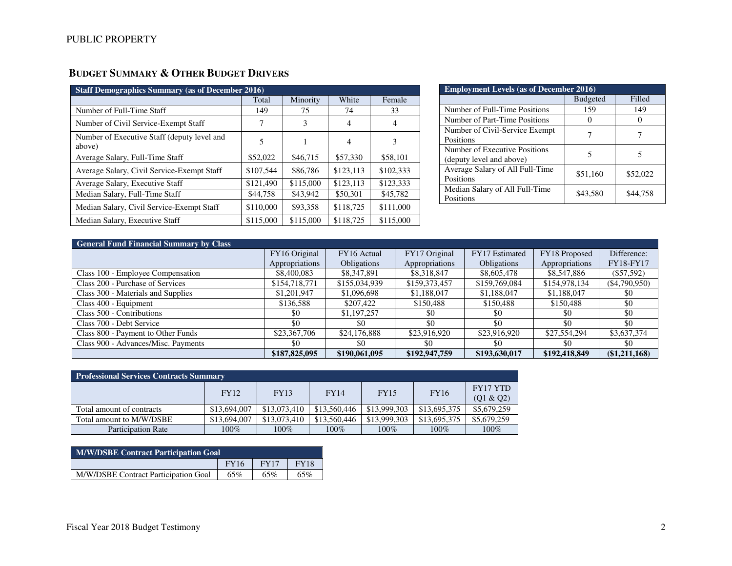PUBLIC PROPERTY

## BUDGET SUMMARY & OTHER BUDGET DRIVERS

| Staff Demographics Summary (as of December 2016) | | | | |
|---|---|---|---|---|
| | Total | Minority | White | Female |
| Number of Full-Time Staff | 149 | 75 | 74 | 33 |
| Number of Civil Service-Exempt Staff | 7 | 3 | 4 | 4 |
| Number of Executive Staff (deputy level and above) | 5 | 1 | 4 | 3 |
| Average Salary, Full-Time Staff | $52,022 | $46,715 | $57,330 | $58,101 |
| Average Salary, Civil Service-Exempt Staff | $107,544 | $86,786 | $123,113 | $102,333 |
| Average Salary, Executive Staff | $121,490 | $115,000 | $123,113 | $123,333 |
| Median Salary, Full-Time Staff | $44,758 | $43,942 | $50,301 | $45,782 |
| Median Salary, Civil Service-Exempt Staff | $110,000 | $93,358 | $118,725 | $111,000 |
| Median Salary, Executive Staff | $115,000 | $115,000 | $118,725 | $115,000 |

| Employment Levels (as of December 2016) | | |
|---|---|---|
| | Budgeted | Filled |
| Number of Full-Time Positions | 159 | 149 |
| Number of Part-Time Positions | 0 | 0 |
| Number of Civil-Service Exempt Positions | 7 | 7 |
| Number of Executive Positions (deputy level and above) | 5 | 5 |
| Average Salary of All Full-Time Positions | $51,160 | $52,022 |
| Median Salary of All Full-Time Positions | $43,580 | $44,758 |

| General Fund Financial Summary by Class | | | | | | |
|---|---|---|---|---|---|---|
| | FY16 Original Appropriations | FY16 Actual Obligations | FY17 Original Appropriations | FY17 Estimated Obligations | FY18 Proposed Appropriations | Difference: FY18-FY17 |
| Class 100 - Employee Compensation | $8,400,083 | $8,347,891 | $8,318,847 | $8,605,478 | $8,547,886 | ($57,592) |
| Class 200 - Purchase of Services | $154,718,771 | $155,034,939 | $159,373,457 | $159,769,084 | $154,978,134 | ($4,790,950) |
| Class 300 - Materials and Supplies | $1,201,947 | $1,096,698 | $1,188,047 | $1,188,047 | $1,188,047 | $0 |
| Class 400 - Equipment | $136,588 | $207,422 | $150,488 | $150,488 | $150,488 | $0 |
| Class 500 - Contributions | $0 | $1,197,257 | $0 | $0 | $0 | $0 |
| Class 700 - Debt Service | $0 | $0 | $0 | $0 | $0 | $0 |
| Class 800 - Payment to Other Funds | $23,367,706 | $24,176,888 | $23,916,920 | $23,916,920 | $27,554,294 | $3,637,374 |
| Class 900 - Advances/Misc. Payments | $0 | $0 | $0 | $0 | $0 | $0 |
| | **$187,825,095** | **$190,061,095** | **$192,947,759** | **$193,630,017** | **$192,418,849** | **($1,211,168)** |

| Professional Services Contracts Summary | | | | | | |
|---|---|---|---|---|---|---|
| | FY12 | FY13 | FY14 | FY15 | FY16 | FY17 YTD (Q1 & Q2) |
| Total amount of contracts | $13,694,007 | $13,073,410 | $13,560,446 | $13,999,303 | $13,695,375 | $5,679,259 |
| Total amount to M/W/DSBE | $13,694,007 | $13,073,410 | $13,560,446 | $13,999,303 | $13,695,375 | $5,679,259 |
| Participation Rate | 100% | 100% | 100% | 100% | 100% | 100% |

| M/W/DSBE Contract Participation Goal | | | |
|---|---|---|---|
| | FY16 | FY17 | FY18 |
| M/W/DSBE Contract Participation Goal | 65% | 65% | 65% |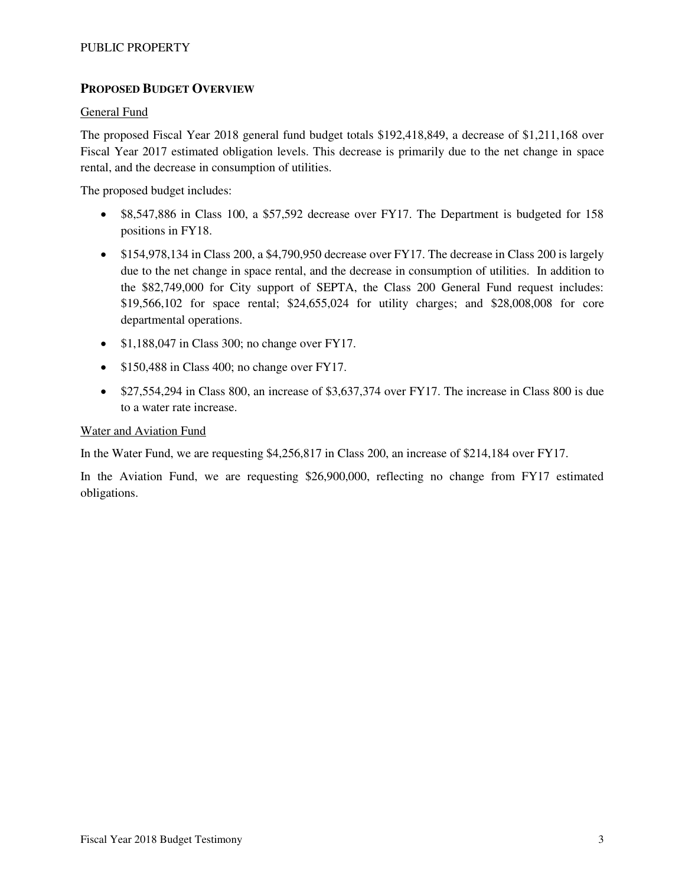## PROPOSED BUDGET OVERVIEW

General Fund

The proposed Fiscal Year 2018 general fund budget totals $192,418,849, a decrease of $1,211,168 over Fiscal Year 2017 estimated obligation levels. This decrease is primarily due to the net change in space rental, and the decrease in consumption of utilities.

The proposed budget includes:

- $8,547,886 in Class 100, a $57,592 decrease over FY17. The Department is budgeted for 158 positions in FY18.
- $154,978,134 in Class 200, a $4,790,950 decrease over FY17. The decrease in Class 200 is largely due to the net change in space rental, and the decrease in consumption of utilities. In addition to the $82,749,000 for City support of SEPTA, the Class 200 General Fund request includes: $19,566,102 for space rental; $24,655,024 for utility charges; and $28,008,008 for core departmental operations.
- $1,188,047 in Class 300; no change over FY17.
- $150,488 in Class 400; no change over FY17.
- $27,554,294 in Class 800, an increase of $3,637,374 over FY17. The increase in Class 800 is due to a water rate increase.

Water and Aviation Fund

In the Water Fund, we are requesting $4,256,817 in Class 200, an increase of $214,184 over FY17.

In the Aviation Fund, we are requesting $26,900,000, reflecting no change from FY17 estimated obligations.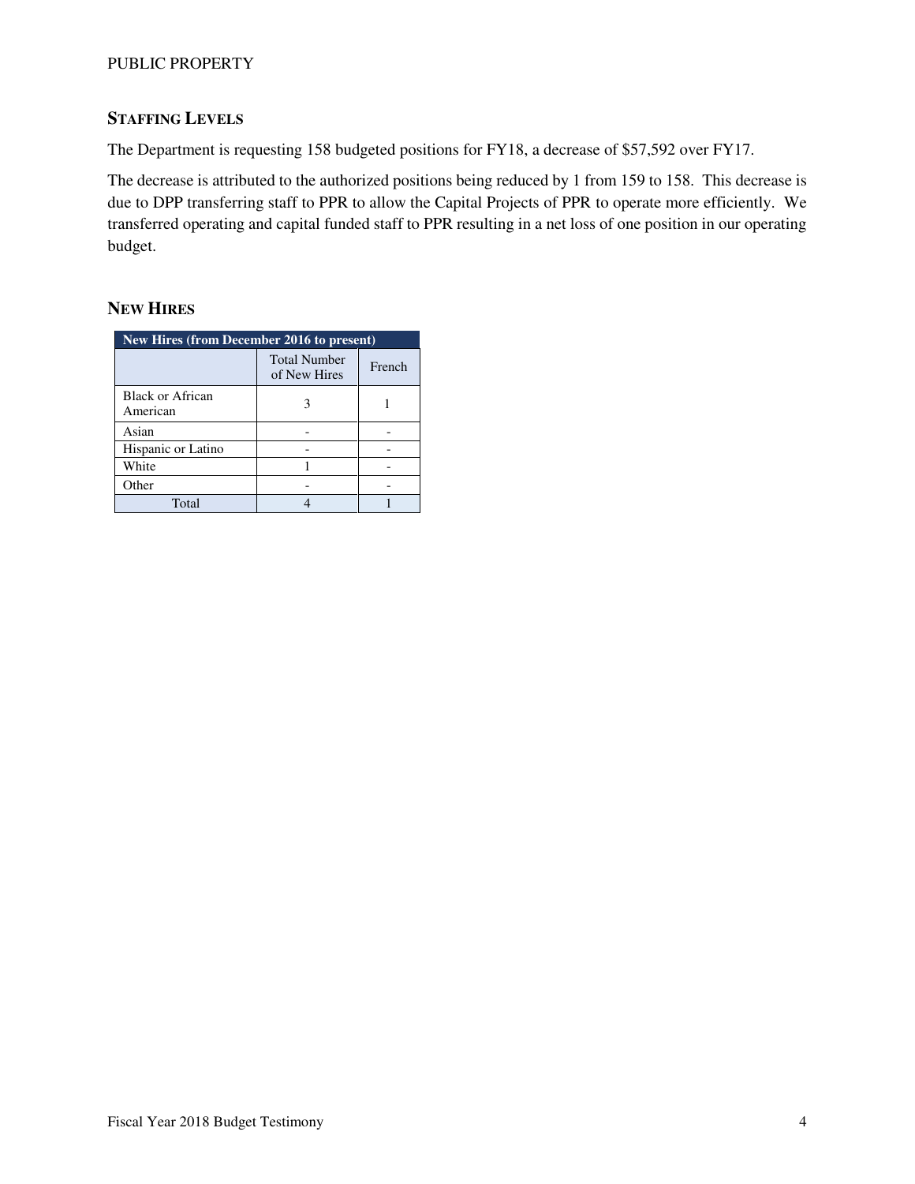## STAFFING LEVELS

The Department is requesting 158 budgeted positions for FY18, a decrease of $57,592 over FY17.

The decrease is attributed to the authorized positions being reduced by 1 from 159 to 158. This decrease is due to DPP transferring staff to PPR to allow the Capital Projects of PPR to operate more efficiently. We transferred operating and capital funded staff to PPR resulting in a net loss of one position in our operating budget.

## NEW HIRES

| New Hires (from December 2016 to present) | | |
|---|---|---|
| | Total Number of New Hires | French |
| Black or African American | 3 | 1 |
| Asian | - | - |
| Hispanic or Latino | - | - |
| White | 1 | - |
| Other | - | - |
| Total | 4 | 1 |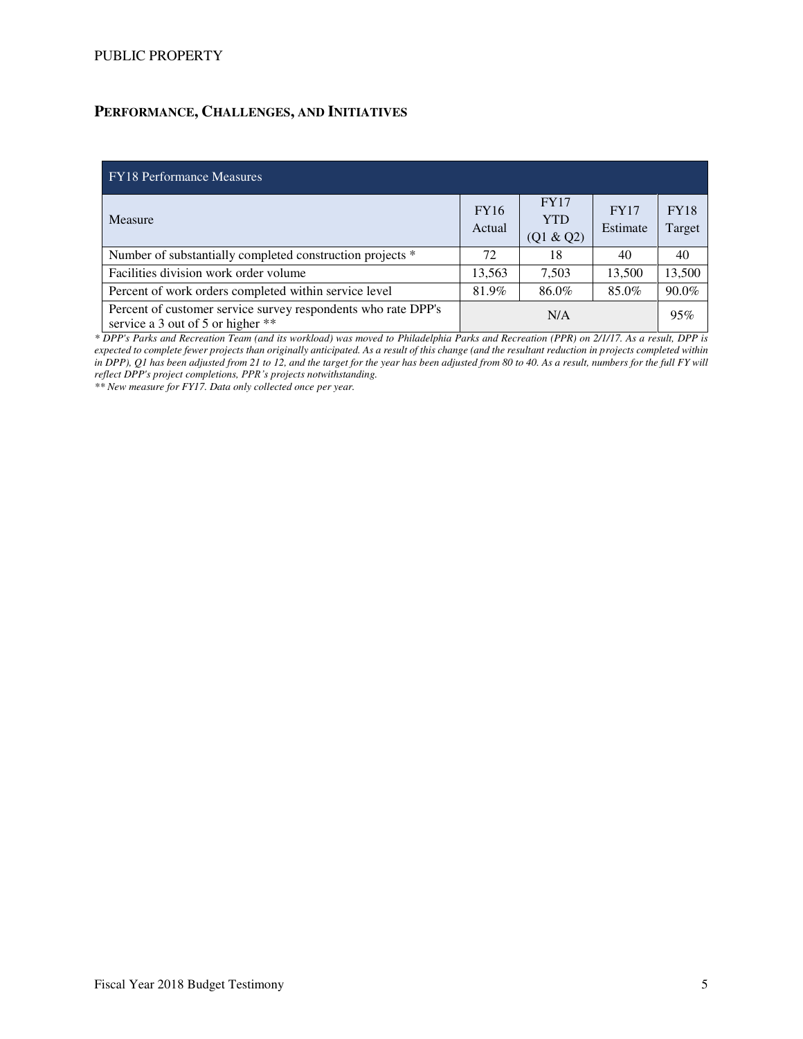## PERFORMANCE, CHALLENGES, AND INITIATIVES

| FY18 Performance Measures | | | | |
|---|---|---|---|---|
| Measure | FY16 Actual | FY17 YTD (Q1 & Q2) | FY17 Estimate | FY18 Target |
| Number of substantially completed construction projects * | 72 | 18 | 40 | 40 |
| Facilities division work order volume | 13,563 | 7,503 | 13,500 | 13,500 |
| Percent of work orders completed within service level | 81.9% | 86.0% | 85.0% | 90.0% |
| Percent of customer service survey respondents who rate DPP's service a 3 out of 5 or higher ** | N/A | | | 95% |

*\* DPP's Parks and Recreation Team (and its workload) was moved to Philadelphia Parks and Recreation (PPR) on 2/1/17. As a result, DPP is expected to complete fewer projects than originally anticipated. As a result of this change (and the resultant reduction in projects completed within in DPP), Q1 has been adjusted from 21 to 12, and the target for the year has been adjusted from 80 to 40. As a result, numbers for the full FY will reflect DPP's project completions, PPR's projects notwithstanding.*

*\*\* New measure for FY17. Data only collected once per year.*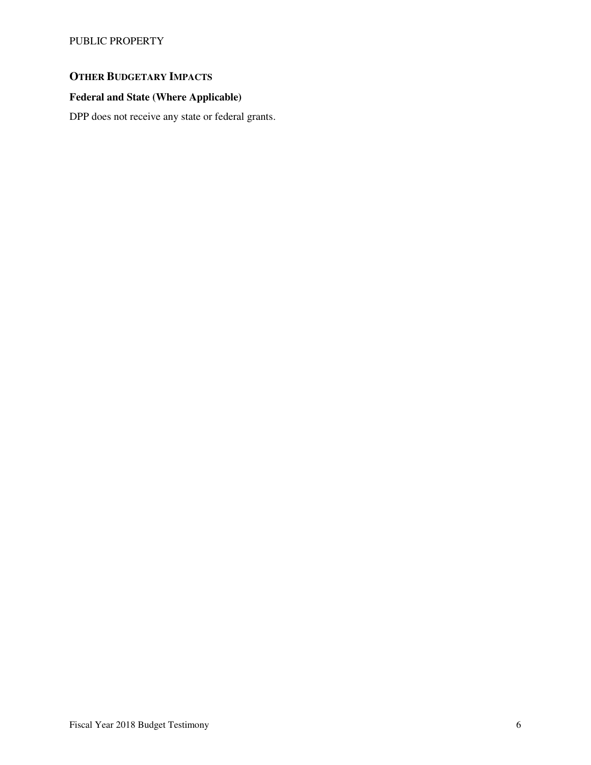## Other Budgetary Impacts

### Federal and State (Where Applicable)

DPP does not receive any state or federal grants.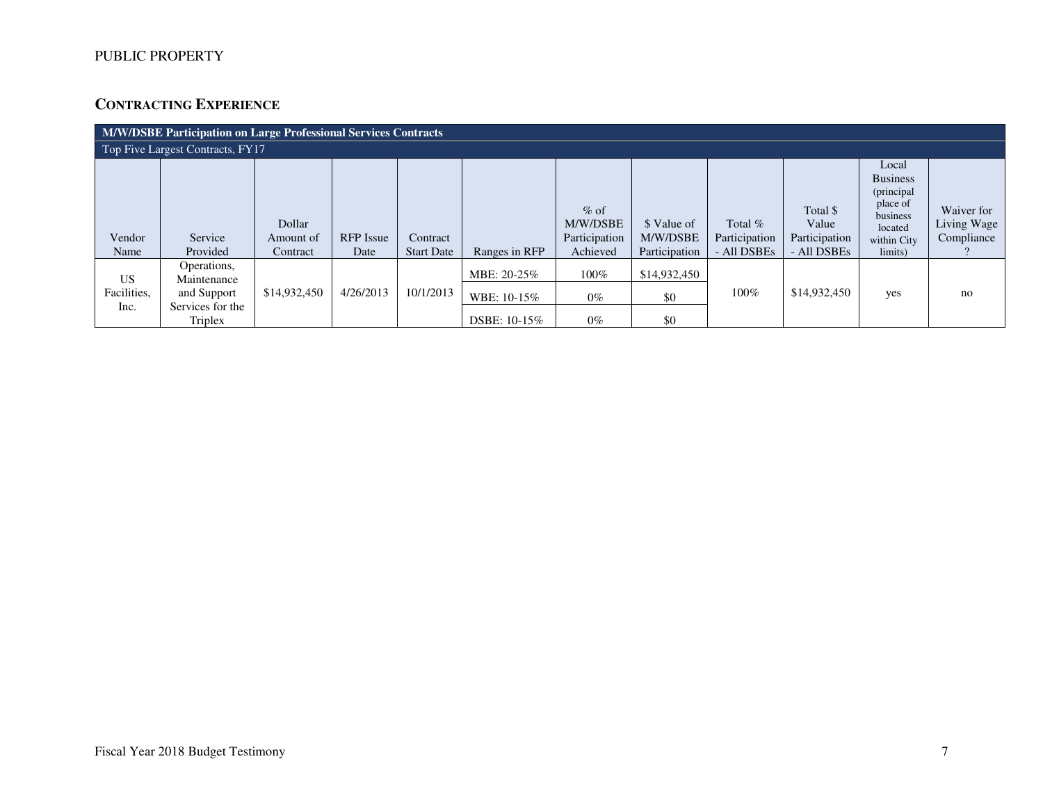PUBLIC PROPERTY

## CONTRACTING EXPERIENCE

| M/W/DSBE Participation on Large Professional Services Contracts | | | | | | | | | | | |
|---|---|---|---|---|---|---|---|---|---|---|---|
| Top Five Largest Contracts, FY17 | | | | | | | | | | | |
| Vendor Name | Service Provided | Dollar Amount of Contract | RFP Issue Date | Contract Start Date | Ranges in RFP | % of M/W/DSBE Participation Achieved | $ Value of M/W/DSBE Participation | Total % Participation - All DSBEs | Total $ Value Participation - All DSBEs | Local Business (principal place of business located within City limits) | Waiver for Living Wage Compliance ? |
| US Facilities, Inc. | Operations, Maintenance and Support Services for the Triplex | $14,932,450 | 4/26/2013 | 10/1/2013 | MBE: 20-25% | 100% | $14,932,450 | 100% | $14,932,450 | yes | no |
| | | | | | WBE: 10-15% | 0% | $0 | | | | |
| | | | | | DSBE: 10-15% | 0% | $0 | | | | |

Fiscal Year 2018 Budget Testimony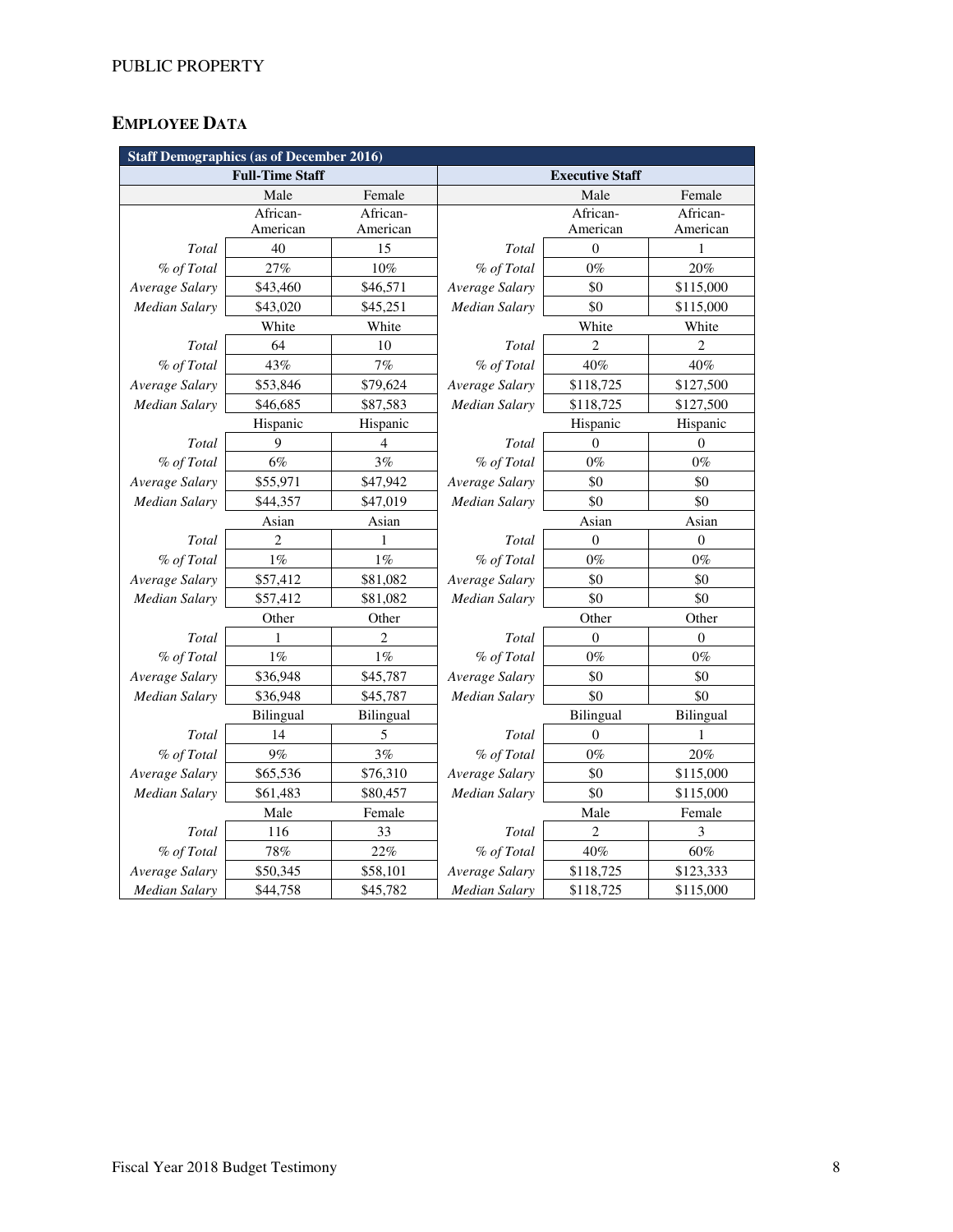## EMPLOYEE DATA

| Staff Demographics (as of December 2016) | | | | | |
|---|---|---|---|---|---|
| **Full-Time Staff** | | | **Executive Staff** | | |
| | Male | Female | | Male | Female |
| | African-American | African-American | | African-American | African-American |
| *Total* | 40 | 15 | *Total* | 0 | 1 |
| *% of Total* | 27% | 10% | *% of Total* | 0% | 20% |
| *Average Salary* | $43,460 | $46,571 | *Average Salary* | $0 | $115,000 |
| *Median Salary* | $43,020 | $45,251 | *Median Salary* | $0 | $115,000 |
| | White | White | | White | White |
| *Total* | 64 | 10 | *Total* | 2 | 2 |
| *% of Total* | 43% | 7% | *% of Total* | 40% | 40% |
| *Average Salary* | $53,846 | $79,624 | *Average Salary* | $118,725 | $127,500 |
| *Median Salary* | $46,685 | $87,583 | *Median Salary* | $118,725 | $127,500 |
| | Hispanic | Hispanic | | Hispanic | Hispanic |
| *Total* | 9 | 4 | *Total* | 0 | 0 |
| *% of Total* | 6% | 3% | *% of Total* | 0% | 0% |
| *Average Salary* | $55,971 | $47,942 | *Average Salary* | $0 | $0 |
| *Median Salary* | $44,357 | $47,019 | *Median Salary* | $0 | $0 |
| | Asian | Asian | | Asian | Asian |
| *Total* | 2 | 1 | *Total* | 0 | 0 |
| *% of Total* | 1% | 1% | *% of Total* | 0% | 0% |
| *Average Salary* | $57,412 | $81,082 | *Average Salary* | $0 | $0 |
| *Median Salary* | $57,412 | $81,082 | *Median Salary* | $0 | $0 |
| | Other | Other | | Other | Other |
| *Total* | 1 | 2 | *Total* | 0 | 0 |
| *% of Total* | 1% | 1% | *% of Total* | 0% | 0% |
| *Average Salary* | $36,948 | $45,787 | *Average Salary* | $0 | $0 |
| *Median Salary* | $36,948 | $45,787 | *Median Salary* | $0 | $0 |
| | Bilingual | Bilingual | | Bilingual | Bilingual |
| *Total* | 14 | 5 | *Total* | 0 | 1 |
| *% of Total* | 9% | 3% | *% of Total* | 0% | 20% |
| *Average Salary* | $65,536 | $76,310 | *Average Salary* | $0 | $115,000 |
| *Median Salary* | $61,483 | $80,457 | *Median Salary* | $0 | $115,000 |
| | Male | Female | | Male | Female |
| *Total* | 116 | 33 | *Total* | 2 | 3 |
| *% of Total* | 78% | 22% | *% of Total* | 40% | 60% |
| *Average Salary* | $50,345 | $58,101 | *Average Salary* | $118,725 | $123,333 |
| *Median Salary* | $44,758 | $45,782 | *Median Salary* | $118,725 | $115,000 |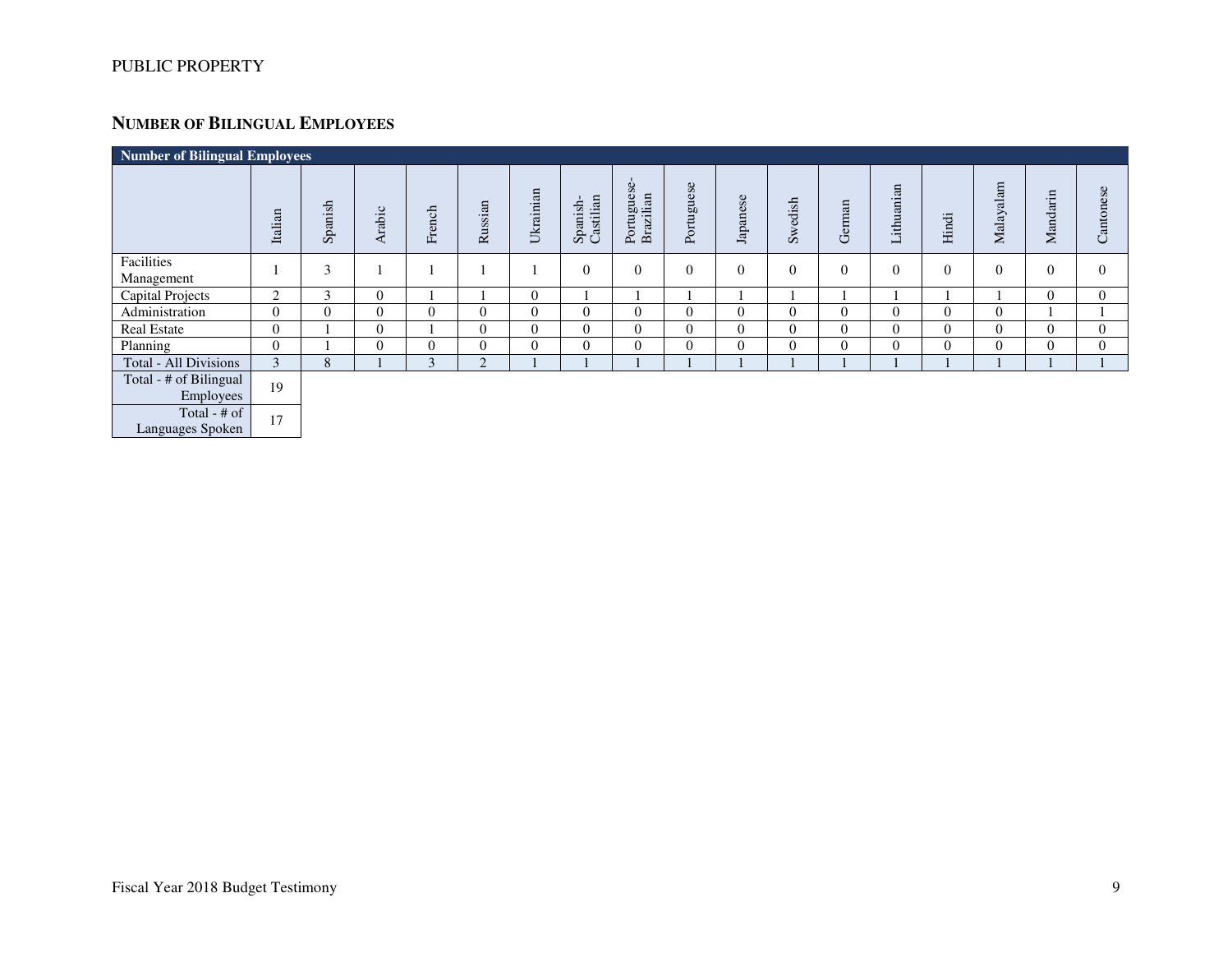PUBLIC PROPERTY

## NUMBER OF BILINGUAL EMPLOYEES

| Number of Bilingual Employees | | | | | | | | | | | | | | | | | |
|---|---|---|---|---|---|---|---|---|---|---|---|---|---|---|---|---|---|
| | Italian | Spanish | Arabic | French | Russian | Ukrainian | Spanish-Castilian | Portuguese-Brazilian | Portuguese | Japanese | Swedish | German | Lithuanian | Hindi | Malayalam | Mandarin | Cantonese |
| Facilities Management | 1 | 3 | 1 | 1 | 1 | 1 | 0 | 0 | 0 | 0 | 0 | 0 | 0 | 0 | 0 | 0 | 0 |
| Capital Projects | 2 | 3 | 0 | 1 | 1 | 0 | 1 | 1 | 1 | 1 | 1 | 1 | 1 | 1 | 1 | 0 | 0 |
| Administration | 0 | 0 | 0 | 0 | 0 | 0 | 0 | 0 | 0 | 0 | 0 | 0 | 0 | 0 | 0 | 1 | 1 |
| Real Estate | 0 | 1 | 0 | 1 | 0 | 0 | 0 | 0 | 0 | 0 | 0 | 0 | 0 | 0 | 0 | 0 | 0 |
| Planning | 0 | 1 | 0 | 0 | 0 | 0 | 0 | 0 | 0 | 0 | 0 | 0 | 0 | 0 | 0 | 0 | 0 |
| Total - All Divisions | 3 | 8 | 1 | 3 | 2 | 1 | 1 | 1 | 1 | 1 | 1 | 1 | 1 | 1 | 1 | 1 | 1 |
| Total - # of Bilingual Employees | 19 | | | | | | | | | | | | | | | | |
| Total - # of Languages Spoken | 17 | | | | | | | | | | | | | | | | |

Fiscal Year 2018 Budget Testimony